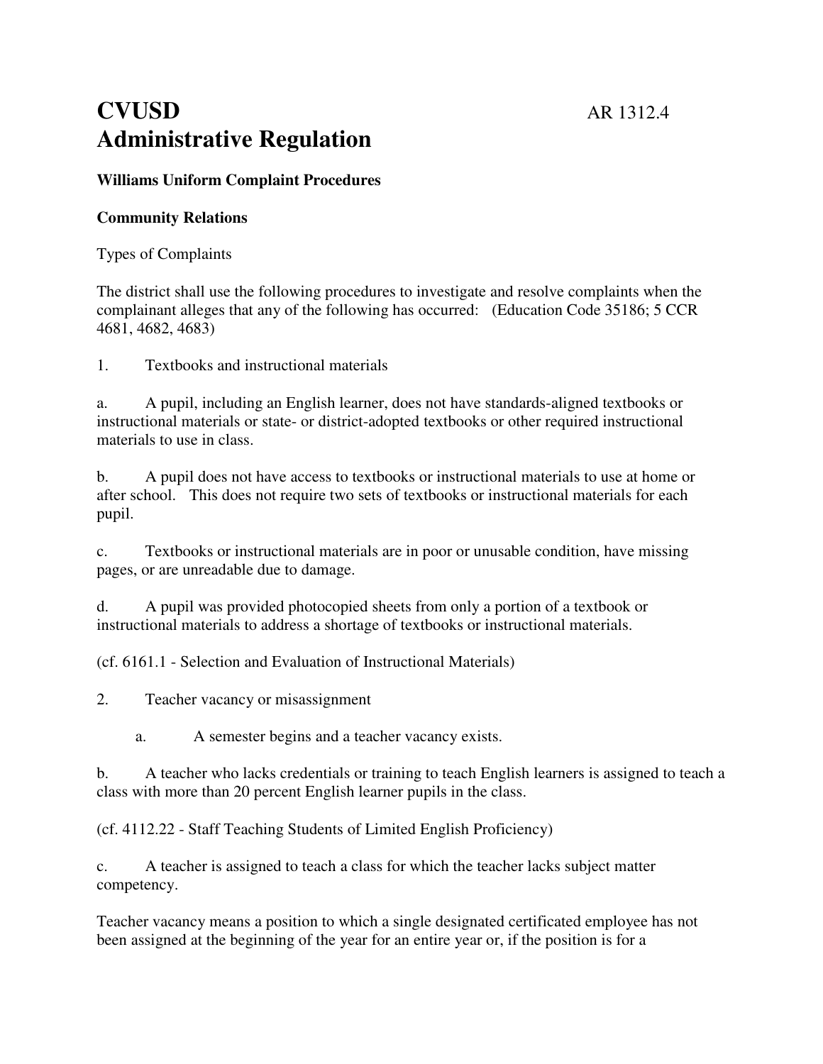# CVUSD Administrative Regulation

AR 1312.4

**Williams Uniform Complaint Procedures**

**Community Relations**

Types of Complaints

The district shall use the following procedures to investigate and resolve complaints when the complainant alleges that any of the following has occurred: (Education Code 35186; 5 CCR 4681, 4682, 4683)

1. Textbooks and instructional materials

a. A pupil, including an English learner, does not have standards-aligned textbooks or instructional materials or state- or district-adopted textbooks or other required instructional materials to use in class.

b. A pupil does not have access to textbooks or instructional materials to use at home or after school. This does not require two sets of textbooks or instructional materials for each pupil.

c. Textbooks or instructional materials are in poor or unusable condition, have missing pages, or are unreadable due to damage.

d. A pupil was provided photocopied sheets from only a portion of a textbook or instructional materials to address a shortage of textbooks or instructional materials.

(cf. 6161.1 - Selection and Evaluation of Instructional Materials)

2. Teacher vacancy or misassignment

a. A semester begins and a teacher vacancy exists.

b. A teacher who lacks credentials or training to teach English learners is assigned to teach a class with more than 20 percent English learner pupils in the class.

(cf. 4112.22 - Staff Teaching Students of Limited English Proficiency)

c. A teacher is assigned to teach a class for which the teacher lacks subject matter competency.

Teacher vacancy means a position to which a single designated certificated employee has not been assigned at the beginning of the year for an entire year or, if the position is for a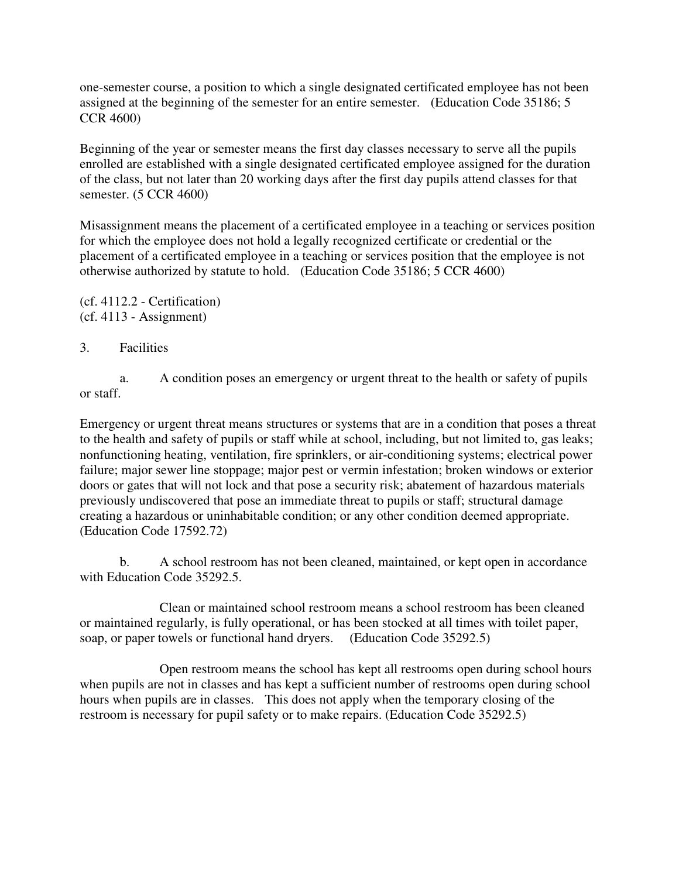one-semester course, a position to which a single designated certificated employee has not been assigned at the beginning of the semester for an entire semester. (Education Code 35186; 5 CCR 4600)

Beginning of the year or semester means the first day classes necessary to serve all the pupils enrolled are established with a single designated certificated employee assigned for the duration of the class, but not later than 20 working days after the first day pupils attend classes for that semester. (5 CCR 4600)

Misassignment means the placement of a certificated employee in a teaching or services position for which the employee does not hold a legally recognized certificate or credential or the placement of a certificated employee in a teaching or services position that the employee is not otherwise authorized by statute to hold. (Education Code 35186; 5 CCR 4600)

(cf. 4112.2 - Certification)
(cf. 4113 - Assignment)

3. Facilities

a. A condition poses an emergency or urgent threat to the health or safety of pupils or staff.

Emergency or urgent threat means structures or systems that are in a condition that poses a threat to the health and safety of pupils or staff while at school, including, but not limited to, gas leaks; nonfunctioning heating, ventilation, fire sprinklers, or air-conditioning systems; electrical power failure; major sewer line stoppage; major pest or vermin infestation; broken windows or exterior doors or gates that will not lock and that pose a security risk; abatement of hazardous materials previously undiscovered that pose an immediate threat to pupils or staff; structural damage creating a hazardous or uninhabitable condition; or any other condition deemed appropriate. (Education Code 17592.72)

b. A school restroom has not been cleaned, maintained, or kept open in accordance with Education Code 35292.5.

Clean or maintained school restroom means a school restroom has been cleaned or maintained regularly, is fully operational, or has been stocked at all times with toilet paper, soap, or paper towels or functional hand dryers. (Education Code 35292.5)

Open restroom means the school has kept all restrooms open during school hours when pupils are not in classes and has kept a sufficient number of restrooms open during school hours when pupils are in classes. This does not apply when the temporary closing of the restroom is necessary for pupil safety or to make repairs. (Education Code 35292.5)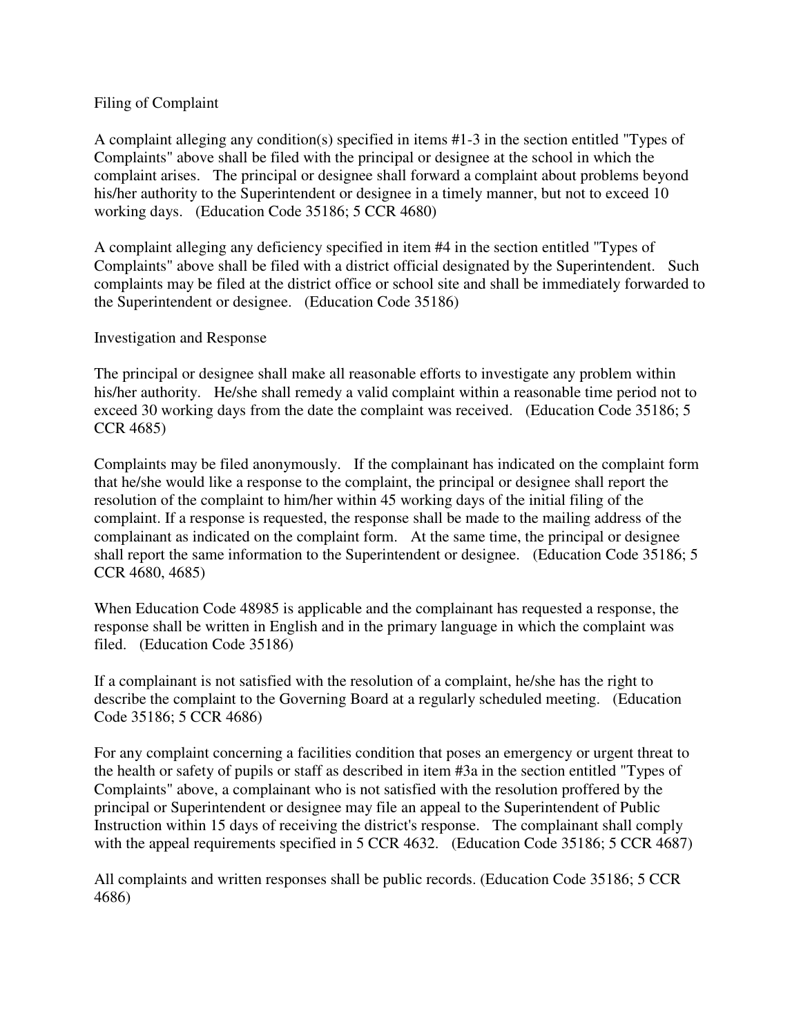## Filing of Complaint

A complaint alleging any condition(s) specified in items #1-3 in the section entitled "Types of Complaints" above shall be filed with the principal or designee at the school in which the complaint arises. The principal or designee shall forward a complaint about problems beyond his/her authority to the Superintendent or designee in a timely manner, but not to exceed 10 working days. (Education Code 35186; 5 CCR 4680)

A complaint alleging any deficiency specified in item #4 in the section entitled "Types of Complaints" above shall be filed with a district official designated by the Superintendent. Such complaints may be filed at the district office or school site and shall be immediately forwarded to the Superintendent or designee. (Education Code 35186)

## Investigation and Response

The principal or designee shall make all reasonable efforts to investigate any problem within his/her authority. He/she shall remedy a valid complaint within a reasonable time period not to exceed 30 working days from the date the complaint was received. (Education Code 35186; 5 CCR 4685)

Complaints may be filed anonymously. If the complainant has indicated on the complaint form that he/she would like a response to the complaint, the principal or designee shall report the resolution of the complaint to him/her within 45 working days of the initial filing of the complaint. If a response is requested, the response shall be made to the mailing address of the complainant as indicated on the complaint form. At the same time, the principal or designee shall report the same information to the Superintendent or designee. (Education Code 35186; 5 CCR 4680, 4685)

When Education Code 48985 is applicable and the complainant has requested a response, the response shall be written in English and in the primary language in which the complaint was filed. (Education Code 35186)

If a complainant is not satisfied with the resolution of a complaint, he/she has the right to describe the complaint to the Governing Board at a regularly scheduled meeting. (Education Code 35186; 5 CCR 4686)

For any complaint concerning a facilities condition that poses an emergency or urgent threat to the health or safety of pupils or staff as described in item #3a in the section entitled "Types of Complaints" above, a complainant who is not satisfied with the resolution proffered by the principal or Superintendent or designee may file an appeal to the Superintendent of Public Instruction within 15 days of receiving the district's response. The complainant shall comply with the appeal requirements specified in 5 CCR 4632. (Education Code 35186; 5 CCR 4687)

All complaints and written responses shall be public records. (Education Code 35186; 5 CCR 4686)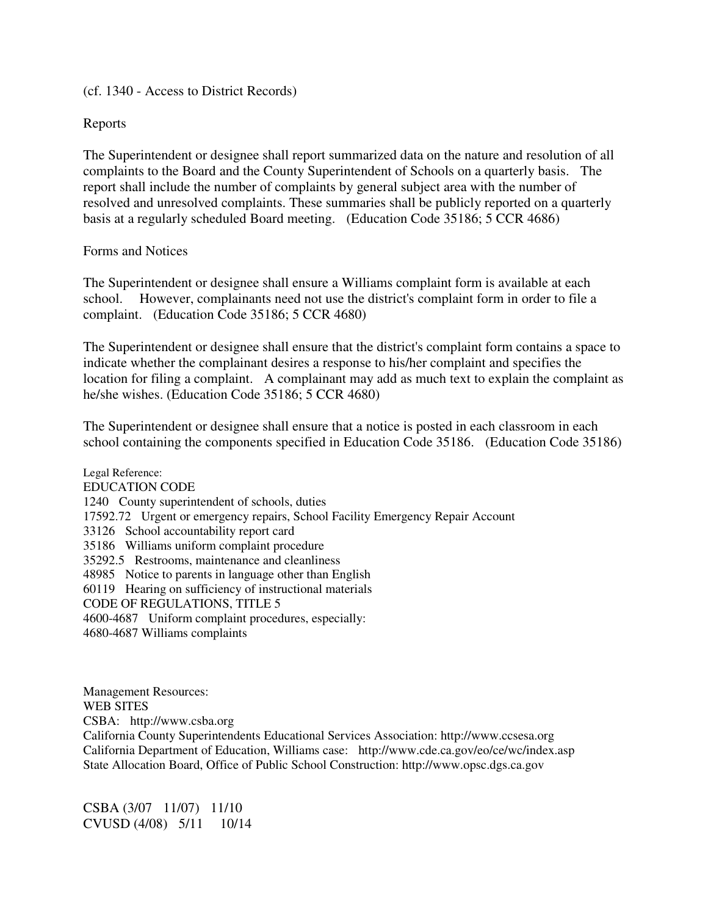(cf. 1340 - Access to District Records)

## Reports

The Superintendent or designee shall report summarized data on the nature and resolution of all complaints to the Board and the County Superintendent of Schools on a quarterly basis. The report shall include the number of complaints by general subject area with the number of resolved and unresolved complaints. These summaries shall be publicly reported on a quarterly basis at a regularly scheduled Board meeting. (Education Code 35186; 5 CCR 4686)

## Forms and Notices

The Superintendent or designee shall ensure a Williams complaint form is available at each school. However, complainants need not use the district's complaint form in order to file a complaint. (Education Code 35186; 5 CCR 4680)

The Superintendent or designee shall ensure that the district's complaint form contains a space to indicate whether the complainant desires a response to his/her complaint and specifies the location for filing a complaint. A complainant may add as much text to explain the complaint as he/she wishes. (Education Code 35186; 5 CCR 4680)

The Superintendent or designee shall ensure that a notice is posted in each classroom in each school containing the components specified in Education Code 35186. (Education Code 35186)

Legal Reference:
EDUCATION CODE
1240 County superintendent of schools, duties
17592.72 Urgent or emergency repairs, School Facility Emergency Repair Account
33126 School accountability report card
35186 Williams uniform complaint procedure
35292.5 Restrooms, maintenance and cleanliness
48985 Notice to parents in language other than English
60119 Hearing on sufficiency of instructional materials
CODE OF REGULATIONS, TITLE 5
4600-4687 Uniform complaint procedures, especially:
4680-4687 Williams complaints

Management Resources:
WEB SITES
CSBA: http://www.csba.org
California County Superintendents Educational Services Association: http://www.ccsesa.org
California Department of Education, Williams case: http://www.cde.ca.gov/eo/ce/wc/index.asp
State Allocation Board, Office of Public School Construction: http://www.opsc.dgs.ca.gov

CSBA (3/07 11/07) 11/10
CVUSD (4/08) 5/11 10/14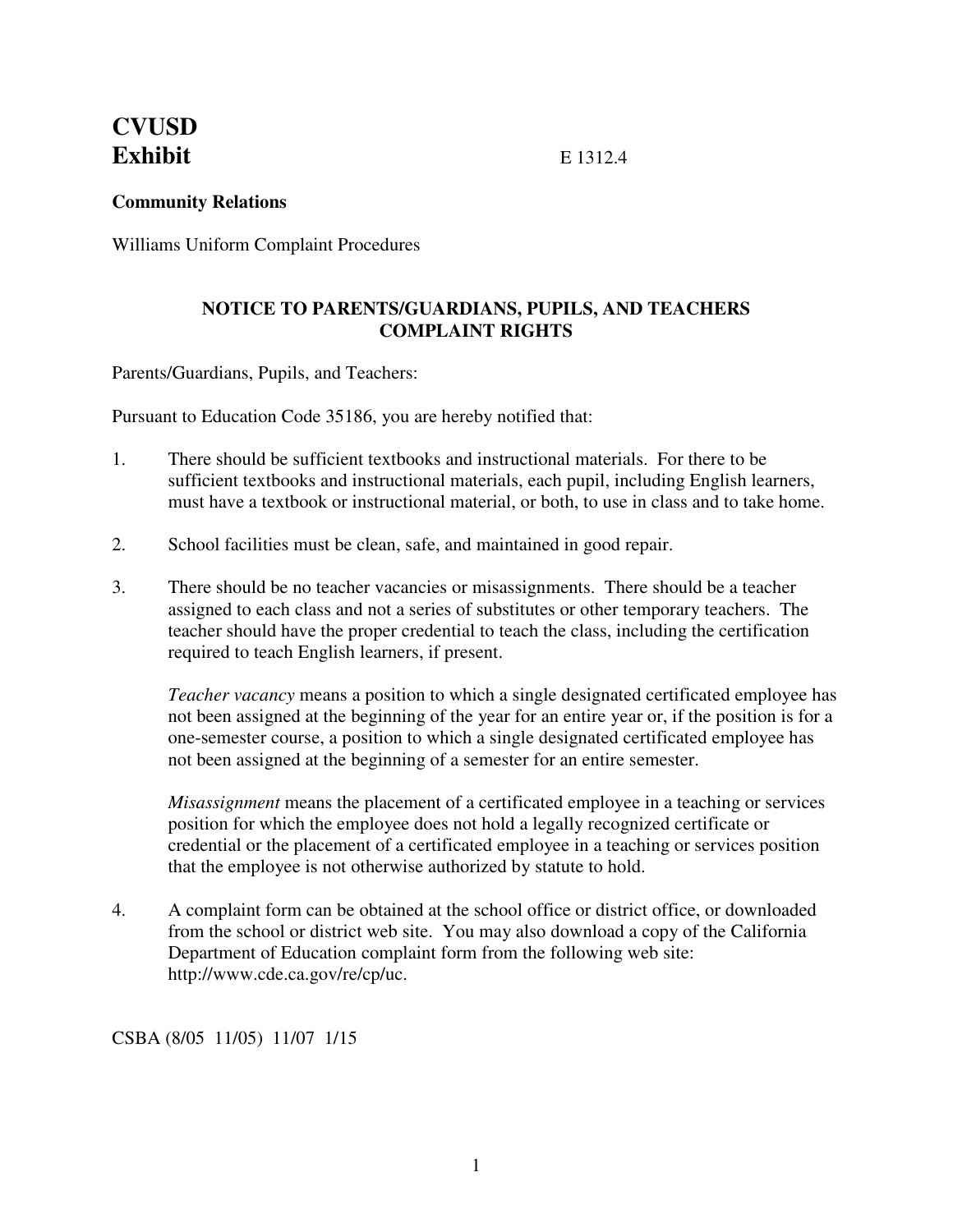# CVUSD
# Exhibit

E 1312.4

**Community Relations**

Williams Uniform Complaint Procedures

**NOTICE TO PARENTS/GUARDIANS, PUPILS, AND TEACHERS**
**COMPLAINT RIGHTS**

Parents/Guardians, Pupils, and Teachers:

Pursuant to Education Code 35186, you are hereby notified that:

1. There should be sufficient textbooks and instructional materials. For there to be sufficient textbooks and instructional materials, each pupil, including English learners, must have a textbook or instructional material, or both, to use in class and to take home.

2. School facilities must be clean, safe, and maintained in good repair.

3. There should be no teacher vacancies or misassignments. There should be a teacher assigned to each class and not a series of substitutes or other temporary teachers. The teacher should have the proper credential to teach the class, including the certification required to teach English learners, if present.

   *Teacher vacancy* means a position to which a single designated certificated employee has not been assigned at the beginning of the year for an entire year or, if the position is for a one-semester course, a position to which a single designated certificated employee has not been assigned at the beginning of a semester for an entire semester.

   *Misassignment* means the placement of a certificated employee in a teaching or services position for which the employee does not hold a legally recognized certificate or credential or the placement of a certificated employee in a teaching or services position that the employee is not otherwise authorized by statute to hold.

4. A complaint form can be obtained at the school office or district office, or downloaded from the school or district web site. You may also download a copy of the California Department of Education complaint form from the following web site: http://www.cde.ca.gov/re/cp/uc.

CSBA (8/05 11/05) 11/07 1/15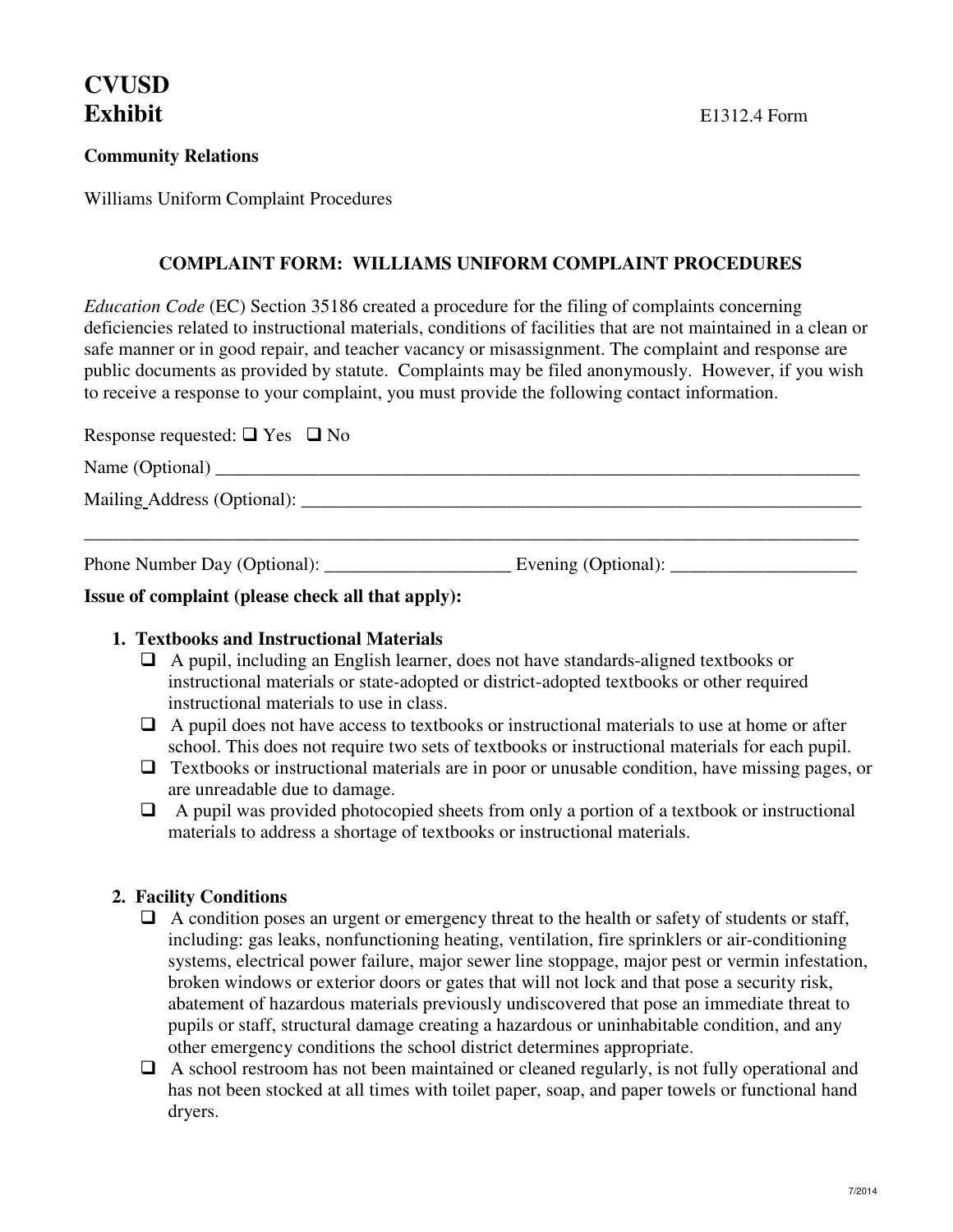**CVUSD**
**Exhibit** E1312.4 Form

**Community Relations**

Williams Uniform Complaint Procedures

## COMPLAINT FORM: WILLIAMS UNIFORM COMPLAINT PROCEDURES

*Education Code* (EC) Section 35186 created a procedure for the filing of complaints concerning deficiencies related to instructional materials, conditions of facilities that are not maintained in a clean or safe manner or in good repair, and teacher vacancy or misassignment. The complaint and response are public documents as provided by statute. Complaints may be filed anonymously. However, if you wish to receive a response to your complaint, you must provide the following contact information.

Response requested: ☐ Yes ☐ No

Name (Optional) ___________________________________________________________________________

Mailing Address (Optional): _________________________________________________________________

_____________________________________________________________________________________

Phone Number Day (Optional): ____________________ Evening (Optional): ____________________

**Issue of complaint (please check all that apply):**

1. **Textbooks and Instructional Materials**
   - ☐ A pupil, including an English learner, does not have standards-aligned textbooks or instructional materials or state-adopted or district-adopted textbooks or other required instructional materials to use in class.
   - ☐ A pupil does not have access to textbooks or instructional materials to use at home or after school. This does not require two sets of textbooks or instructional materials for each pupil.
   - ☐ Textbooks or instructional materials are in poor or unusable condition, have missing pages, or are unreadable due to damage.
   - ☐ A pupil was provided photocopied sheets from only a portion of a textbook or instructional materials to address a shortage of textbooks or instructional materials.

2. **Facility Conditions**
   - ☐ A condition poses an urgent or emergency threat to the health or safety of students or staff, including: gas leaks, nonfunctioning heating, ventilation, fire sprinklers or air-conditioning systems, electrical power failure, major sewer line stoppage, major pest or vermin infestation, broken windows or exterior doors or gates that will not lock and that pose a security risk, abatement of hazardous materials previously undiscovered that pose an immediate threat to pupils or staff, structural damage creating a hazardous or uninhabitable condition, and any other emergency conditions the school district determines appropriate.
   - ☐ A school restroom has not been maintained or cleaned regularly, is not fully operational and has not been stocked at all times with toilet paper, soap, and paper towels or functional hand dryers.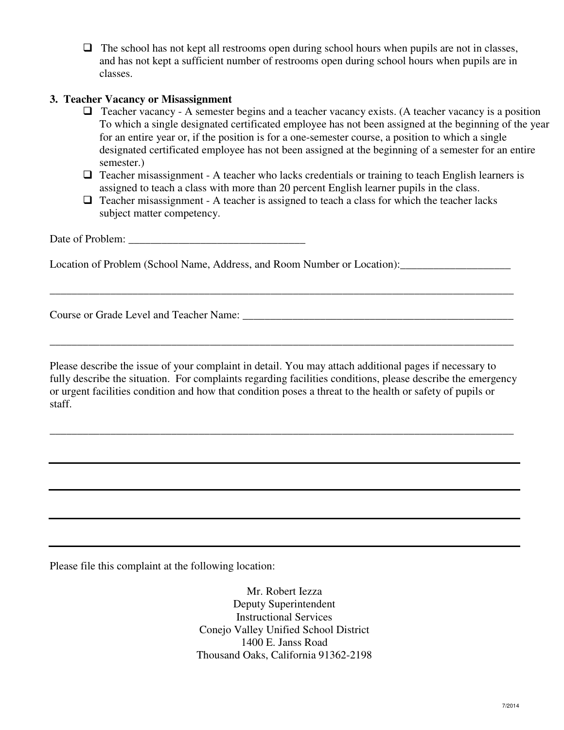- ❑ The school has not kept all restrooms open during school hours when pupils are not in classes, and has not kept a sufficient number of restrooms open during school hours when pupils are in classes.

**3. Teacher Vacancy or Misassignment**

- ❑ Teacher vacancy - A semester begins and a teacher vacancy exists. (A teacher vacancy is a position To which a single designated certificated employee has not been assigned at the beginning of the year for an entire year or, if the position is for a one-semester course, a position to which a single designated certificated employee has not been assigned at the beginning of a semester for an entire semester.)
- ❑ Teacher misassignment - A teacher who lacks credentials or training to teach English learners is assigned to teach a class with more than 20 percent English learner pupils in the class.
- ❑ Teacher misassignment - A teacher is assigned to teach a class for which the teacher lacks subject matter competency.

Date of Problem: ________________________________

Location of Problem (School Name, Address, and Room Number or Location):____________________

______________________________________________________________________________________

Course or Grade Level and Teacher Name: ____________________________________________________

______________________________________________________________________________________

Please describe the issue of your complaint in detail. You may attach additional pages if necessary to fully describe the situation. For complaints regarding facilities conditions, please describe the emergency or urgent facilities condition and how that condition poses a threat to the health or safety of pupils or staff.

______________________________________________________________________________________

______________________________________________________________________________________

______________________________________________________________________________________

______________________________________________________________________________________

______________________________________________________________________________________

Please file this complaint at the following location:

Mr. Robert Iezza
Deputy Superintendent
Instructional Services
Conejo Valley Unified School District
1400 E. Janss Road
Thousand Oaks, California 91362-2198

7/2014